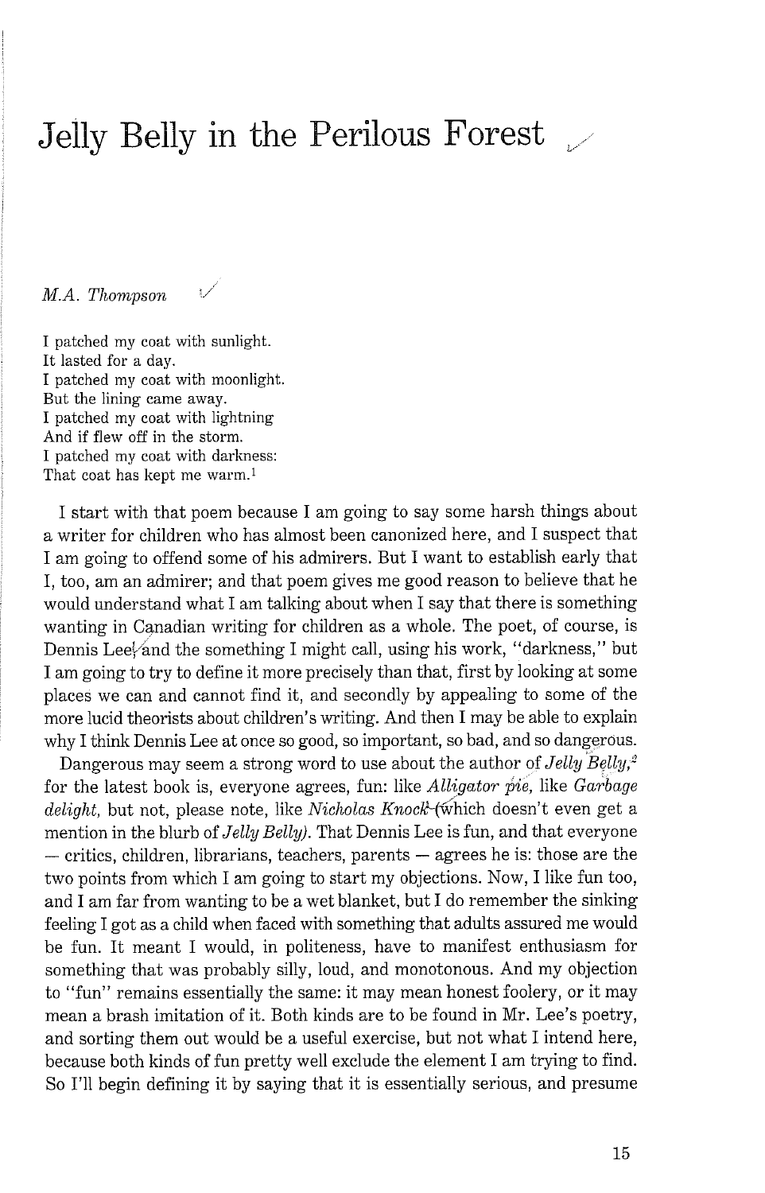# Jelly Belly in the Perilous Forest

*M.A. Thompson*

I patched my coat with sunlight.
It lasted for a day.
I patched my coat with moonlight.
But the lining came away.
I patched my coat with lightning
And if flew off in the storm.
I patched my coat with darkness:
That coat has kept me warm.[1]

I start with that poem because I am going to say some harsh things about a writer for children who has almost been canonized here, and I suspect that I am going to offend some of his admirers. But I want to establish early that I, too, am an admirer; and that poem gives me good reason to believe that he would understand what I am talking about when I say that there is something wanting in Canadian writing for children as a whole. The poet, of course, is Dennis Lee, and the something I might call, using his work, "darkness," but I am going to try to define it more precisely than that, first by looking at some places we can and cannot find it, and secondly by appealing to some of the more lucid theorists about children's writing. And then I may be able to explain why I think Dennis Lee at once so good, so important, so bad, and so dangerous.

Dangerous may seem a strong word to use about the author of *Jelly Belly*,[2] for the latest book is, everyone agrees, fun: like *Alligator pie*, like *Garbage delight*, but not, please note, like *Nicholas Knock* (which doesn't even get a mention in the blurb of *Jelly Belly*). That Dennis Lee is fun, and that everyone — critics, children, librarians, teachers, parents — agrees he is: those are the two points from which I am going to start my objections. Now, I like fun too, and I am far from wanting to be a wet blanket, but I do remember the sinking feeling I got as a child when faced with something that adults assured me would be fun. It meant I would, in politeness, have to manifest enthusiasm for something that was probably silly, loud, and monotonous. And my objection to "fun" remains essentially the same: it may mean honest foolery, or it may mean a brash imitation of it. Both kinds are to be found in Mr. Lee's poetry, and sorting them out would be a useful exercise, but not what I intend here, because both kinds of fun pretty well exclude the element I am trying to find. So I'll begin defining it by saying that it is essentially serious, and presume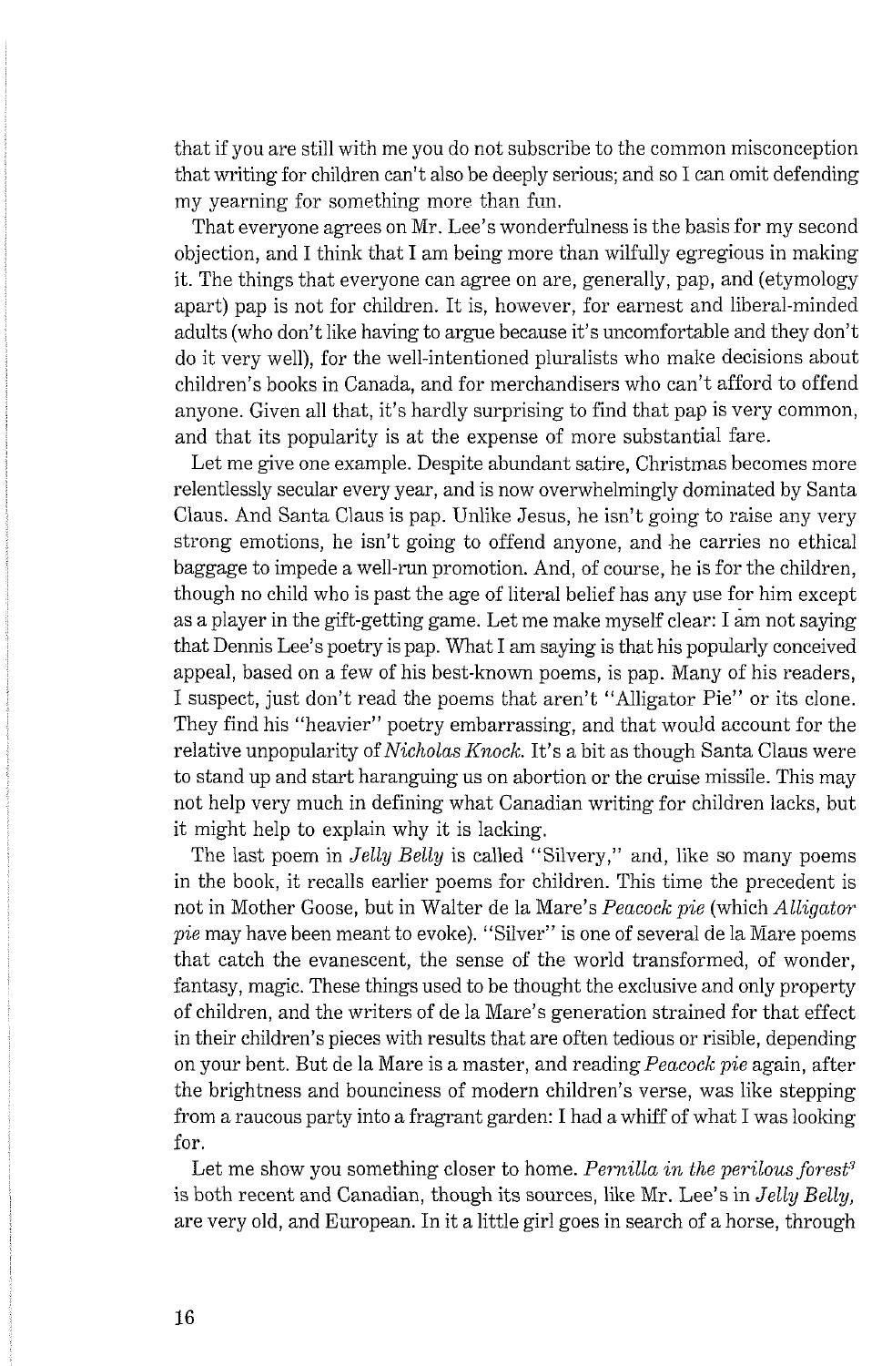that if you are still with me you do not subscribe to the common misconception that writing for children can't also be deeply serious; and so I can omit defending my yearning for something more than fun.

That everyone agrees on Mr. Lee's wonderfulness is the basis for my second objection, and I think that I am being more than wilfully egregious in making it. The things that everyone can agree on are, generally, pap, and (etymology apart) pap is not for children. It is, however, for earnest and liberal-minded adults (who don't like having to argue because it's uncomfortable and they don't do it very well), for the well-intentioned pluralists who make decisions about children's books in Canada, and for merchandisers who can't afford to offend anyone. Given all that, it's hardly surprising to find that pap is very common, and that its popularity is at the expense of more substantial fare.

Let me give one example. Despite abundant satire, Christmas becomes more relentlessly secular every year, and is now overwhelmingly dominated by Santa Claus. And Santa Claus is pap. Unlike Jesus, he isn't going to raise any very strong emotions, he isn't going to offend anyone, and he carries no ethical baggage to impede a well-run promotion. And, of course, he is for the children, though no child who is past the age of literal belief has any use for him except as a player in the gift-getting game. Let me make myself clear: I am not saying that Dennis Lee's poetry is pap. What I am saying is that his popularly conceived appeal, based on a few of his best-known poems, is pap. Many of his readers, I suspect, just don't read the poems that aren't "Alligator Pie" or its clone. They find his "heavier" poetry embarrassing, and that would account for the relative unpopularity of *Nicholas Knock*. It's a bit as though Santa Claus were to stand up and start haranguing us on abortion or the cruise missile. This may not help very much in defining what Canadian writing for children lacks, but it might help to explain why it is lacking.

The last poem in *Jelly Belly* is called "Silvery," and, like so many poems in the book, it recalls earlier poems for children. This time the precedent is not in Mother Goose, but in Walter de la Mare's *Peacock pie* (which *Alligator pie* may have been meant to evoke). "Silver" is one of several de la Mare poems that catch the evanescent, the sense of the world transformed, of wonder, fantasy, magic. These things used to be thought the exclusive and only property of children, and the writers of de la Mare's generation strained for that effect in their children's pieces with results that are often tedious or risible, depending on your bent. But de la Mare is a master, and reading *Peacock pie* again, after the brightness and bounciness of modern children's verse, was like stepping from a raucous party into a fragrant garden: I had a whiff of what I was looking for.

Let me show you something closer to home. *Pernilla in the perilous forest*[3] is both recent and Canadian, though its sources, like Mr. Lee's in *Jelly Belly*, are very old, and European. In it a little girl goes in search of a horse, through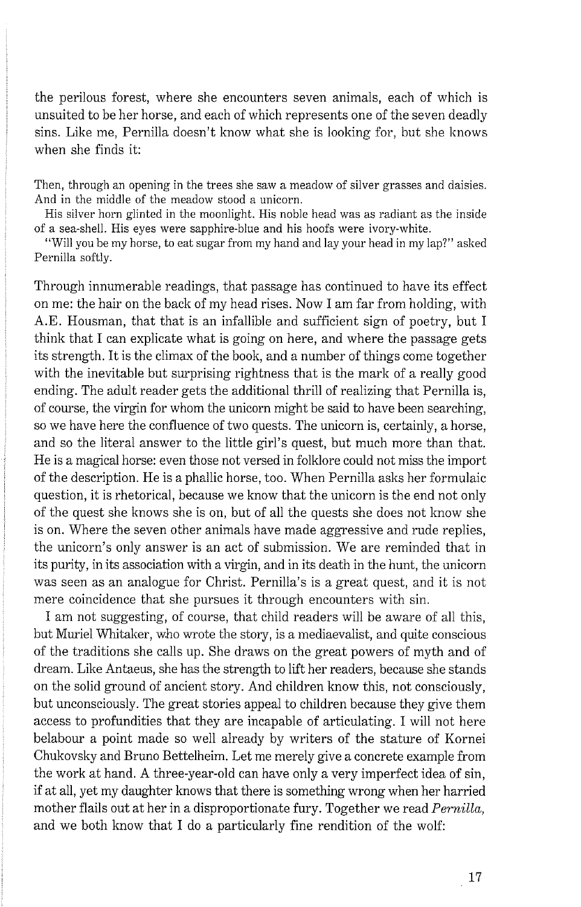the perilous forest, where she encounters seven animals, each of which is unsuited to be her horse, and each of which represents one of the seven deadly sins. Like me, Pernilla doesn't know what she is looking for, but she knows when she finds it:

> Then, through an opening in the trees she saw a meadow of silver grasses and daisies. And in the middle of the meadow stood a unicorn.
>
> His silver horn glinted in the moonlight. His noble head was as radiant as the inside of a sea-shell. His eyes were sapphire-blue and his hoofs were ivory-white.
>
> "Will you be my horse, to eat sugar from my hand and lay your head in my lap?" asked Pernilla softly.

Through innumerable readings, that passage has continued to have its effect on me: the hair on the back of my head rises. Now I am far from holding, with A.E. Housman, that that is an infallible and sufficient sign of poetry, but I think that I can explicate what is going on here, and where the passage gets its strength. It is the climax of the book, and a number of things come together with the inevitable but surprising rightness that is the mark of a really good ending. The adult reader gets the additional thrill of realizing that Pernilla is, of course, the virgin for whom the unicorn might be said to have been searching, so we have here the confluence of two quests. The unicorn is, certainly, a horse, and so the literal answer to the little girl's quest, but much more than that. He is a magical horse: even those not versed in folklore could not miss the import of the description. He is a phallic horse, too. When Pernilla asks her formulaic question, it is rhetorical, because we know that the unicorn is the end not only of the quest she knows she is on, but of all the quests she does not know she is on. Where the seven other animals have made aggressive and rude replies, the unicorn's only answer is an act of submission. We are reminded that in its purity, in its association with a virgin, and in its death in the hunt, the unicorn was seen as an analogue for Christ. Pernilla's is a great quest, and it is not mere coincidence that she pursues it through encounters with sin.

I am not suggesting, of course, that child readers will be aware of all this, but Muriel Whitaker, who wrote the story, is a mediaevalist, and quite conscious of the traditions she calls up. She draws on the great powers of myth and of dream. Like Antaeus, she has the strength to lift her readers, because she stands on the solid ground of ancient story. And children know this, not consciously, but unconsciously. The great stories appeal to children because they give them access to profundities that they are incapable of articulating. I will not here belabour a point made so well already by writers of the stature of Kornei Chukovsky and Bruno Bettelheim. Let me merely give a concrete example from the work at hand. A three-year-old can have only a very imperfect idea of sin, if at all, yet my daughter knows that there is something wrong when her harried mother flails out at her in a disproportionate fury. Together we read *Pernilla,* and we both know that I do a particularly fine rendition of the wolf: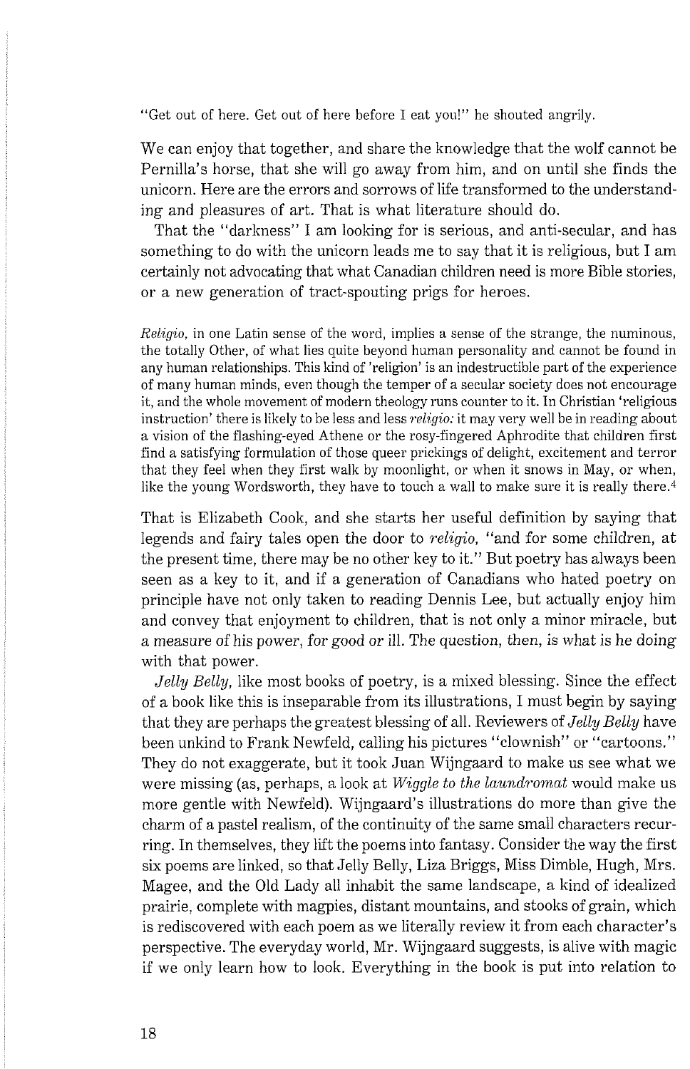"Get out of here. Get out of here before I eat you!" he shouted angrily.

We can enjoy that together, and share the knowledge that the wolf cannot be Pernilla's horse, that she will go away from him, and on until she finds the unicorn. Here are the errors and sorrows of life transformed to the understanding and pleasures of art. That is what literature should do.

That the "darkness" I am looking for is serious, and anti-secular, and has something to do with the unicorn leads me to say that it is religious, but I am certainly not advocating that what Canadian children need is more Bible stories, or a new generation of tract-spouting prigs for heroes.

> *Religio*, in one Latin sense of the word, implies a sense of the strange, the numinous, the totally Other, of what lies quite beyond human personality and cannot be found in any human relationships. This kind of 'religion' is an indestructible part of the experience of many human minds, even though the temper of a secular society does not encourage it, and the whole movement of modern theology runs counter to it. In Christian 'religious instruction' there is likely to be less and less *religio:* it may very well be in reading about a vision of the flashing-eyed Athene or the rosy-fingered Aphrodite that children first find a satisfying formulation of those queer prickings of delight, excitement and terror that they feel when they first walk by moonlight, or when it snows in May, or when, like the young Wordsworth, they have to touch a wall to make sure it is really there.[4]

That is Elizabeth Cook, and she starts her useful definition by saying that legends and fairy tales open the door to *religio*, "and for some children, at the present time, there may be no other key to it." But poetry has always been seen as a key to it, and if a generation of Canadians who hated poetry on principle have not only taken to reading Dennis Lee, but actually enjoy him and convey that enjoyment to children, that is not only a minor miracle, but a measure of his power, for good or ill. The question, then, is what is he doing with that power.

*Jelly Belly*, like most books of poetry, is a mixed blessing. Since the effect of a book like this is inseparable from its illustrations, I must begin by saying that they are perhaps the greatest blessing of all. Reviewers of *Jelly Belly* have been unkind to Frank Newfeld, calling his pictures "clownish" or "cartoons." They do not exaggerate, but it took Juan Wijngaard to make us see what we were missing (as, perhaps, a look at *Wiggle to the laundromat* would make us more gentle with Newfeld). Wijngaard's illustrations do more than give the charm of a pastel realism, of the continuity of the same small characters recurring. In themselves, they lift the poems into fantasy. Consider the way the first six poems are linked, so that Jelly Belly, Liza Briggs, Miss Dimble, Hugh, Mrs. Magee, and the Old Lady all inhabit the same landscape, a kind of idealized prairie, complete with magpies, distant mountains, and stooks of grain, which is rediscovered with each poem as we literally review it from each character's perspective. The everyday world, Mr. Wijngaard suggests, is alive with magic if we only learn how to look. Everything in the book is put into relation to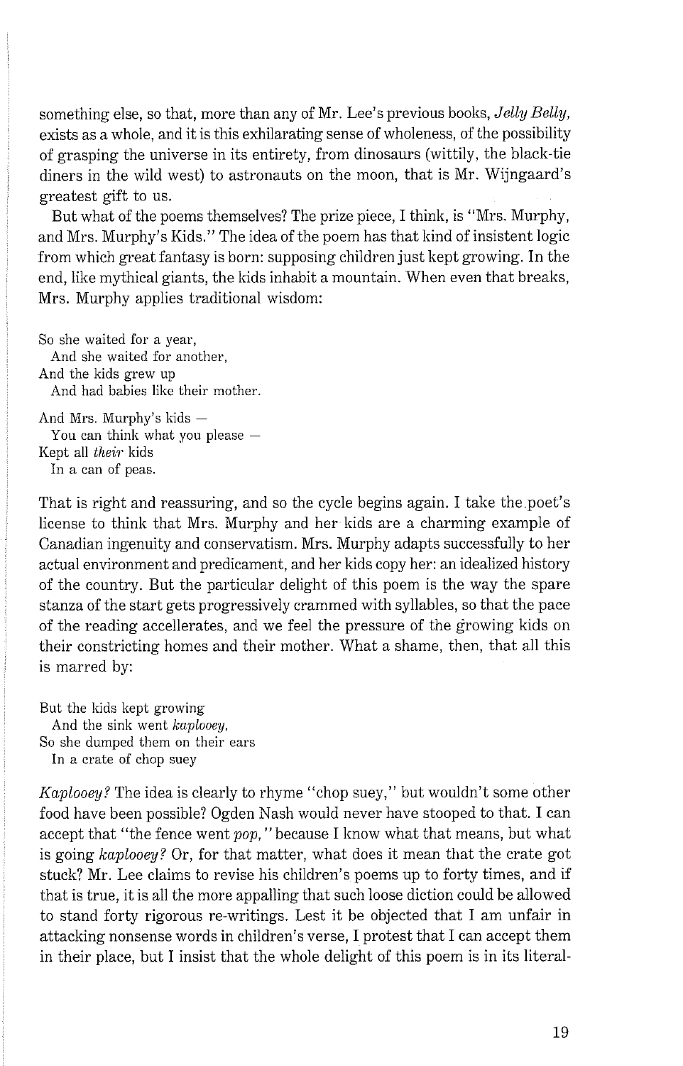something else, so that, more than any of Mr. Lee's previous books, *Jelly Belly,* exists as a whole, and it is this exhilarating sense of wholeness, of the possibility of grasping the universe in its entirety, from dinosaurs (wittily, the black-tie diners in the wild west) to astronauts on the moon, that is Mr. Wijngaard's greatest gift to us.

But what of the poems themselves? The prize piece, I think, is "Mrs. Murphy, and Mrs. Murphy's Kids." The idea of the poem has that kind of insistent logic from which great fantasy is born: supposing children just kept growing. In the end, like mythical giants, the kids inhabit a mountain. When even that breaks, Mrs. Murphy applies traditional wisdom:

So she waited for a year,
  And she waited for another,
And the kids grew up
  And had babies like their mother.

And Mrs. Murphy's kids —
  You can think what you please —
Kept all *their* kids
  In a can of peas.

That is right and reassuring, and so the cycle begins again. I take the poet's license to think that Mrs. Murphy and her kids are a charming example of Canadian ingenuity and conservatism. Mrs. Murphy adapts successfully to her actual environment and predicament, and her kids copy her: an idealized history of the country. But the particular delight of this poem is the way the spare stanza of the start gets progressively crammed with syllables, so that the pace of the reading accellerates, and we feel the pressure of the growing kids on their constricting homes and their mother. What a shame, then, that all this is marred by:

But the kids kept growing
  And the sink went *kaplooey,*
So she dumped them on their ears
  In a crate of chop suey

*Kaplooey?* The idea is clearly to rhyme "chop suey," but wouldn't some other food have been possible? Ogden Nash would never have stooped to that. I can accept that "the fence went *pop,*" because I know what that means, but what is going *kaplooey?* Or, for that matter, what does it mean that the crate got stuck? Mr. Lee claims to revise his children's poems up to forty times, and if that is true, it is all the more appalling that such loose diction could be allowed to stand forty rigorous re-writings. Lest it be objected that I am unfair in attacking nonsense words in children's verse, I protest that I can accept them in their place, but I insist that the whole delight of this poem is in its literal-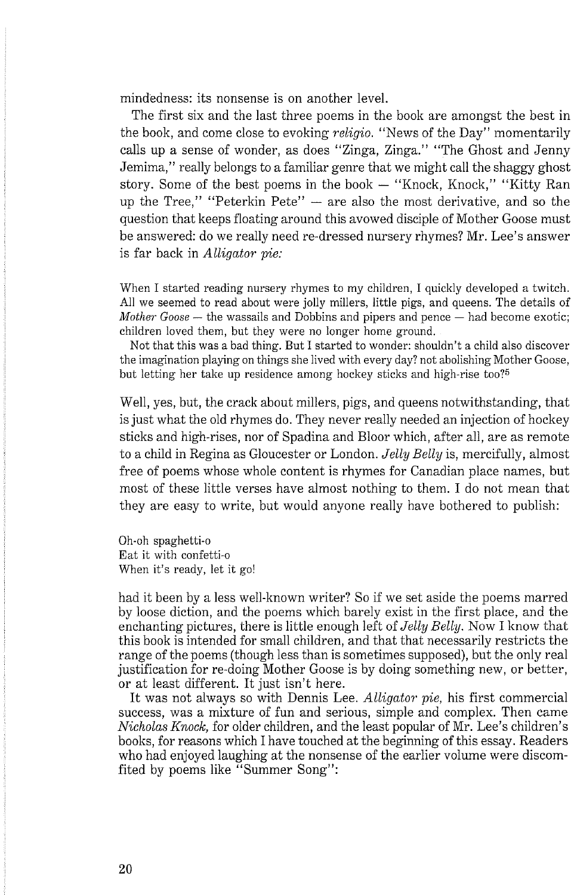mindedness: its nonsense is on another level.

The first six and the last three poems in the book are amongst the best in the book, and come close to evoking *religio*. "News of the Day" momentarily calls up a sense of wonder, as does "Zinga, Zinga." "The Ghost and Jenny Jemima," really belongs to a familiar genre that we might call the shaggy ghost story. Some of the best poems in the book — "Knock, Knock," "Kitty Ran up the Tree," "Peterkin Pete" — are also the most derivative, and so the question that keeps floating around this avowed disciple of Mother Goose must be answered: do we really need re-dressed nursery rhymes? Mr. Lee's answer is far back in *Alligator pie:*

> When I started reading nursery rhymes to my children, I quickly developed a twitch. All we seemed to read about were jolly millers, little pigs, and queens. The details of *Mother Goose* — the wassails and Dobbins and pipers and pence — had become exotic; children loved them, but they were no longer home ground.
>
> Not that this was a bad thing. But I started to wonder: shouldn't a child also discover the imagination playing on things she lived with every day? not abolishing Mother Goose, but letting her take up residence among hockey sticks and high-rise too?[5]

Well, yes, but, the crack about millers, pigs, and queens notwithstanding, that is just what the old rhymes do. They never really needed an injection of hockey sticks and high-rises, nor of Spadina and Bloor which, after all, are as remote to a child in Regina as Gloucester or London. *Jelly Belly* is, mercifully, almost free of poems whose whole content is rhymes for Canadian place names, but most of these little verses have almost nothing to them. I do not mean that they are easy to write, but would anyone really have bothered to publish:

> Oh-oh spaghetti-o
> Eat it with confetti-o
> When it's ready, let it go!

had it been by a less well-known writer? So if we set aside the poems marred by loose diction, and the poems which barely exist in the first place, and the enchanting pictures, there is little enough left of *Jelly Belly*. Now I know that this book is intended for small children, and that that necessarily restricts the range of the poems (though less than is sometimes supposed), but the only real justification for re-doing Mother Goose is by doing something new, or better, or at least different. It just isn't here.

It was not always so with Dennis Lee. *Alligator pie,* his first commercial success, was a mixture of fun and serious, simple and complex. Then came *Nicholas Knock,* for older children, and the least popular of Mr. Lee's children's books, for reasons which I have touched at the beginning of this essay. Readers who had enjoyed laughing at the nonsense of the earlier volume were discomfited by poems like "Summer Song":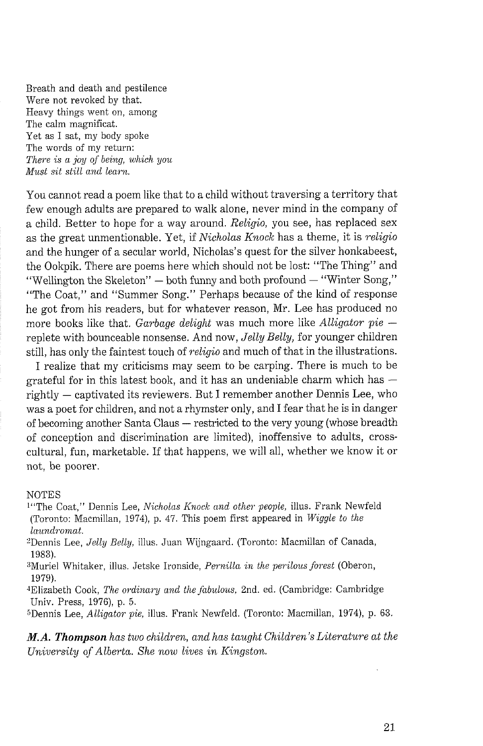Breath and death and pestilence
Were not revoked by that.
Heavy things went on, among
The calm magnificat.
Yet as I sat, my body spoke
The words of my return:
*There is a joy of being, which you*
*Must sit still and learn.*

You cannot read a poem like that to a child without traversing a territory that few enough adults are prepared to walk alone, never mind in the company of a child. Better to hope for a way around. *Religio,* you see, has replaced sex as the great unmentionable. Yet, if *Nicholas Knock* has a theme, it is *religio* and the hunger of a secular world, Nicholas's quest for the silver honkabeest, the Ookpik. There are poems here which should not be lost: "The Thing" and "Wellington the Skeleton" — both funny and both profound — "Winter Song," "The Coat," and "Summer Song." Perhaps because of the kind of response he got from his readers, but for whatever reason, Mr. Lee has produced no more books like that. *Garbage delight* was much more like *Alligator pie* — replete with bounceable nonsense. And now, *Jelly Belly,* for younger children still, has only the faintest touch of *religio* and much of that in the illustrations.

I realize that my criticisms may seem to be carping. There is much to be grateful for in this latest book, and it has an undeniable charm which has — rightly — captivated its reviewers. But I remember another Dennis Lee, who was a poet for children, and not a rhymster only, and I fear that he is in danger of becoming another Santa Claus — restricted to the very young (whose breadth of conception and discrimination are limited), inoffensive to adults, cross-cultural, fun, marketable. If that happens, we will all, whether we know it or not, be poorer.

NOTES

[1]"The Coat," Dennis Lee, *Nicholas Knock and other people,* illus. Frank Newfeld (Toronto: Macmillan, 1974), p. 47. This poem first appeared in *Wiggle to the laundromat.*

[2]Dennis Lee, *Jelly Belly,* illus. Juan Wijngaard. (Toronto: Macmillan of Canada, 1983).

[3]Muriel Whitaker, illus. Jetske Ironside, *Pernilla in the perilous forest* (Oberon, 1979).

[4]Elizabeth Cook, *The ordinary and the fabulous,* 2nd. ed. (Cambridge: Cambridge Univ. Press, 1976), p. 5.

[5]Dennis Lee, *Alligator pie,* illus. Frank Newfeld. (Toronto: Macmillan, 1974), p. 63.

***M.A. Thompson** has two children, and has taught Children's Literature at the University of Alberta. She now lives in Kingston.*